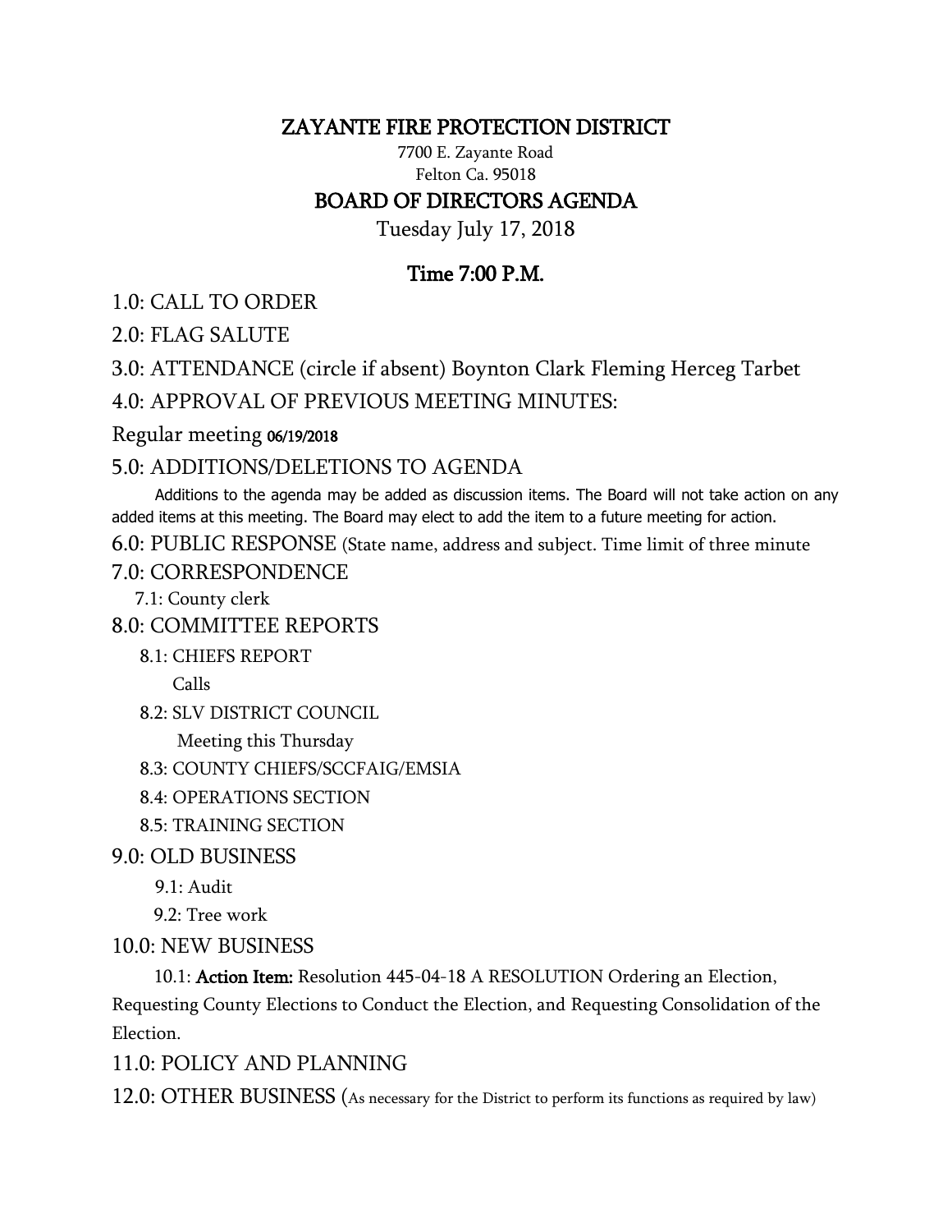# ZAYANTE FIRE PROTECTION DISTRICT

7700 E. Zayante Road
Felton Ca. 95018

## BOARD OF DIRECTORS AGENDA

Tuesday July 17, 2018

### Time 7:00 P.M.

1.0: CALL TO ORDER

2.0: FLAG SALUTE

3.0: ATTENDANCE (circle if absent) Boynton Clark Fleming Herceg Tarbet

4.0: APPROVAL OF PREVIOUS MEETING MINUTES:

Regular meeting 06/19/2018

5.0: ADDITIONS/DELETIONS TO AGENDA

Additions to the agenda may be added as discussion items. The Board will not take action on any added items at this meeting. The Board may elect to add the item to a future meeting for action.

6.0: PUBLIC RESPONSE (State name, address and subject. Time limit of three minute

7.0: CORRESPONDENCE

7.1: County clerk

8.0: COMMITTEE REPORTS

8.1: CHIEFS REPORT

Calls

8.2: SLV DISTRICT COUNCIL

Meeting this Thursday

8.3: COUNTY CHIEFS/SCCFAIG/EMSIA

8.4: OPERATIONS SECTION

8.5: TRAINING SECTION

9.0: OLD BUSINESS

9.1: Audit

9.2: Tree work

10.0: NEW BUSINESS

10.1: **Action Item:** Resolution 445-04-18 A RESOLUTION Ordering an Election, Requesting County Elections to Conduct the Election, and Requesting Consolidation of the Election.

11.0: POLICY AND PLANNING

12.0: OTHER BUSINESS (As necessary for the District to perform its functions as required by law)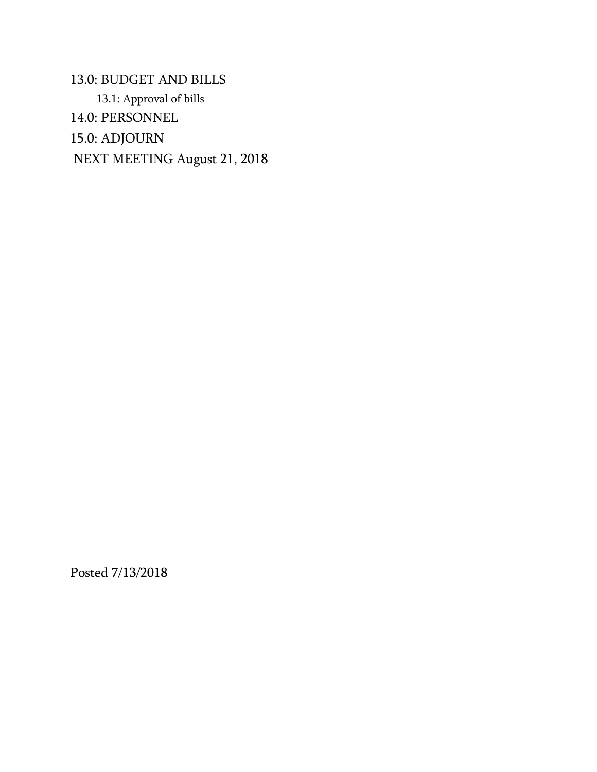13.0: BUDGET AND BILLS

- 13.1: Approval of bills

14.0: PERSONNEL

15.0: ADJOURN

NEXT MEETING August 21, 2018

Posted 7/13/2018